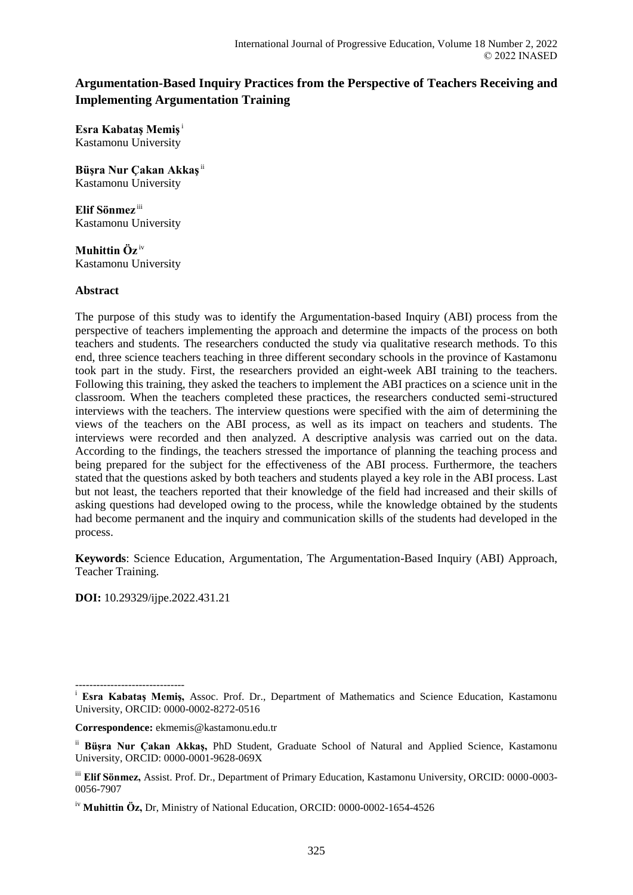# Argumentation-Based Inquiry Practices from the Perspective of Teachers Receiving and Implementing Argumentation Training

**Esra Kabataş Memiş** [i]
Kastamonu University

**Büşra Nur Çakan Akkaş** [ii]
Kastamonu University

**Elif Sönmez** [iii]
Kastamonu University

**Muhittin Öz** [iv]
Kastamonu University

## Abstract

The purpose of this study was to identify the Argumentation-based Inquiry (ABI) process from the perspective of teachers implementing the approach and determine the impacts of the process on both teachers and students. The researchers conducted the study via qualitative research methods. To this end, three science teachers teaching in three different secondary schools in the province of Kastamonu took part in the study. First, the researchers provided an eight-week ABI training to the teachers. Following this training, they asked the teachers to implement the ABI practices on a science unit in the classroom. When the teachers completed these practices, the researchers conducted semi-structured interviews with the teachers. The interview questions were specified with the aim of determining the views of the teachers on the ABI process, as well as its impact on teachers and students. The interviews were recorded and then analyzed. A descriptive analysis was carried out on the data. According to the findings, the teachers stressed the importance of planning the teaching process and being prepared for the subject for the effectiveness of the ABI process. Furthermore, the teachers stated that the questions asked by both teachers and students played a key role in the ABI process. Last but not least, the teachers reported that their knowledge of the field had increased and their skills of asking questions had developed owing to the process, while the knowledge obtained by the students had become permanent and the inquiry and communication skills of the students had developed in the process.

**Keywords**: Science Education, Argumentation, The Argumentation-Based Inquiry (ABI) Approach, Teacher Training.

**DOI:** 10.29329/ijpe.2022.431.21

-------------------------------

[i] **Esra Kabataş Memiş,** Assoc. Prof. Dr., Department of Mathematics and Science Education, Kastamonu University, ORCID: 0000-0002-8272-0516

**Correspondence:** ekmemis@kastamonu.edu.tr

[ii] **Büşra Nur Çakan Akkaş,** PhD Student, Graduate School of Natural and Applied Science, Kastamonu University, ORCID: 0000-0001-9628-069X

[iii] **Elif Sönmez,** Assist. Prof. Dr., Department of Primary Education, Kastamonu University, ORCID: 0000-0003-0056-7907

[iv] **Muhittin Öz,** Dr, Ministry of National Education, ORCID: 0000-0002-1654-4526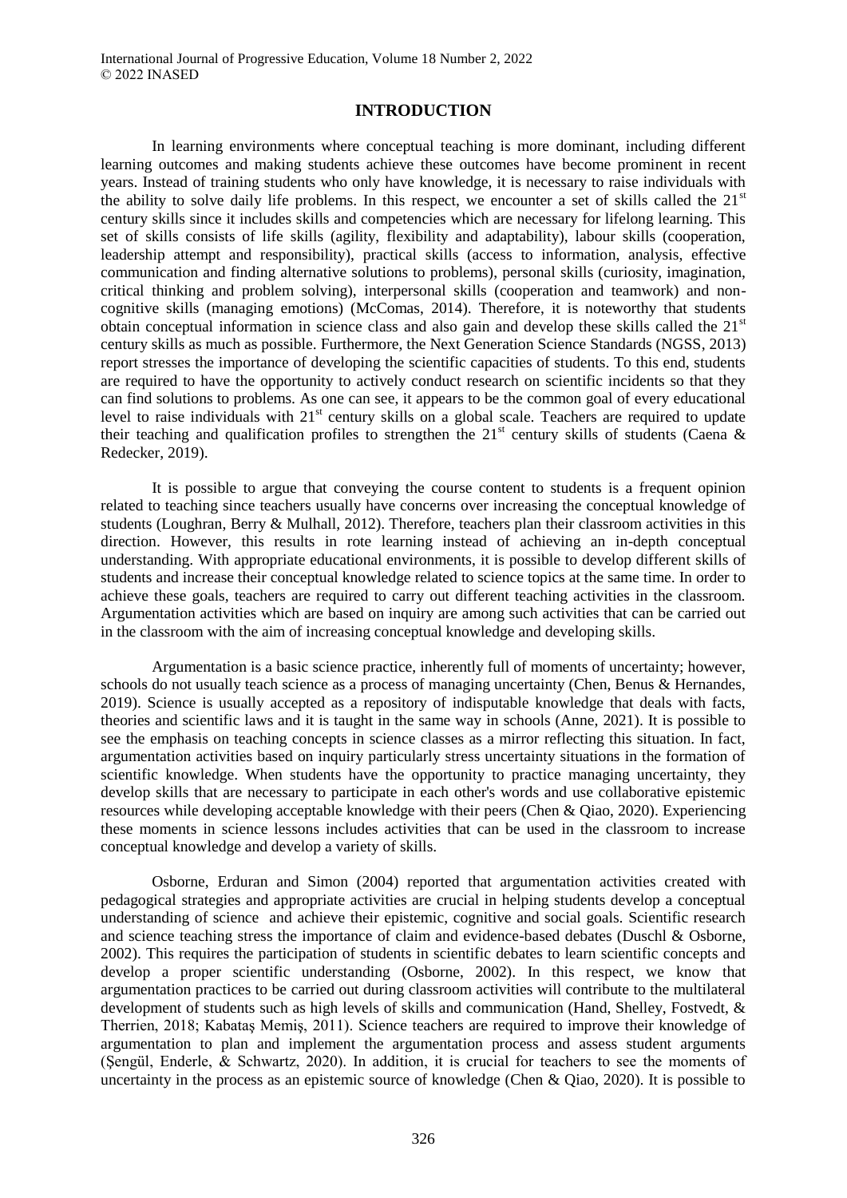## INTRODUCTION

In learning environments where conceptual teaching is more dominant, including different learning outcomes and making students achieve these outcomes have become prominent in recent years. Instead of training students who only have knowledge, it is necessary to raise individuals with the ability to solve daily life problems. In this respect, we encounter a set of skills called the 21st century skills since it includes skills and competencies which are necessary for lifelong learning. This set of skills consists of life skills (agility, flexibility and adaptability), labour skills (cooperation, leadership attempt and responsibility), practical skills (access to information, analysis, effective communication and finding alternative solutions to problems), personal skills (curiosity, imagination, critical thinking and problem solving), interpersonal skills (cooperation and teamwork) and non-cognitive skills (managing emotions) (McComas, 2014). Therefore, it is noteworthy that students obtain conceptual information in science class and also gain and develop these skills called the 21st century skills as much as possible. Furthermore, the Next Generation Science Standards (NGSS, 2013) report stresses the importance of developing the scientific capacities of students. To this end, students are required to have the opportunity to actively conduct research on scientific incidents so that they can find solutions to problems. As one can see, it appears to be the common goal of every educational level to raise individuals with 21st century skills on a global scale. Teachers are required to update their teaching and qualification profiles to strengthen the 21st century skills of students (Caena & Redecker, 2019).

It is possible to argue that conveying the course content to students is a frequent opinion related to teaching since teachers usually have concerns over increasing the conceptual knowledge of students (Loughran, Berry & Mulhall, 2012). Therefore, teachers plan their classroom activities in this direction. However, this results in rote learning instead of achieving an in-depth conceptual understanding. With appropriate educational environments, it is possible to develop different skills of students and increase their conceptual knowledge related to science topics at the same time. In order to achieve these goals, teachers are required to carry out different teaching activities in the classroom. Argumentation activities which are based on inquiry are among such activities that can be carried out in the classroom with the aim of increasing conceptual knowledge and developing skills.

Argumentation is a basic science practice, inherently full of moments of uncertainty; however, schools do not usually teach science as a process of managing uncertainty (Chen, Benus & Hernandes, 2019). Science is usually accepted as a repository of indisputable knowledge that deals with facts, theories and scientific laws and it is taught in the same way in schools (Anne, 2021). It is possible to see the emphasis on teaching concepts in science classes as a mirror reflecting this situation. In fact, argumentation activities based on inquiry particularly stress uncertainty situations in the formation of scientific knowledge. When students have the opportunity to practice managing uncertainty, they develop skills that are necessary to participate in each other's words and use collaborative epistemic resources while developing acceptable knowledge with their peers (Chen & Qiao, 2020). Experiencing these moments in science lessons includes activities that can be used in the classroom to increase conceptual knowledge and develop a variety of skills.

Osborne, Erduran and Simon (2004) reported that argumentation activities created with pedagogical strategies and appropriate activities are crucial in helping students develop a conceptual understanding of science and achieve their epistemic, cognitive and social goals. Scientific research and science teaching stress the importance of claim and evidence-based debates (Duschl & Osborne, 2002). This requires the participation of students in scientific debates to learn scientific concepts and develop a proper scientific understanding (Osborne, 2002). In this respect, we know that argumentation practices to be carried out during classroom activities will contribute to the multilateral development of students such as high levels of skills and communication (Hand, Shelley, Fostvedt, & Therrien, 2018; Kabataş Memiş, 2011). Science teachers are required to improve their knowledge of argumentation to plan and implement the argumentation process and assess student arguments (Şengül, Enderle, & Schwartz, 2020). In addition, it is crucial for teachers to see the moments of uncertainty in the process as an epistemic source of knowledge (Chen & Qiao, 2020). It is possible to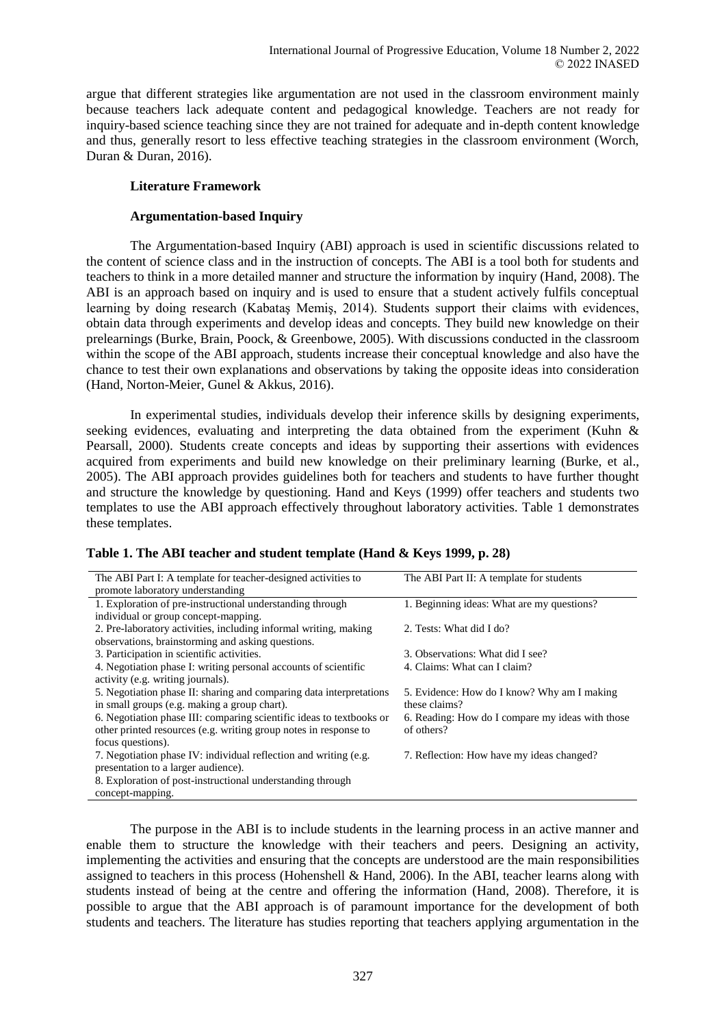argue that different strategies like argumentation are not used in the classroom environment mainly because teachers lack adequate content and pedagogical knowledge. Teachers are not ready for inquiry-based science teaching since they are not trained for adequate and in-depth content knowledge and thus, generally resort to less effective teaching strategies in the classroom environment (Worch, Duran & Duran, 2016).

## Literature Framework

### Argumentation-based Inquiry

The Argumentation-based Inquiry (ABI) approach is used in scientific discussions related to the content of science class and in the instruction of concepts. The ABI is a tool both for students and teachers to think in a more detailed manner and structure the information by inquiry (Hand, 2008). The ABI is an approach based on inquiry and is used to ensure that a student actively fulfils conceptual learning by doing research (Kabataş Memiş, 2014). Students support their claims with evidences, obtain data through experiments and develop ideas and concepts. They build new knowledge on their prelearnings (Burke, Brain, Poock, & Greenbowe, 2005). With discussions conducted in the classroom within the scope of the ABI approach, students increase their conceptual knowledge and also have the chance to test their own explanations and observations by taking the opposite ideas into consideration (Hand, Norton-Meier, Gunel & Akkus, 2016).

In experimental studies, individuals develop their inference skills by designing experiments, seeking evidences, evaluating and interpreting the data obtained from the experiment (Kuhn & Pearsall, 2000). Students create concepts and ideas by supporting their assertions with evidences acquired from experiments and build new knowledge on their preliminary learning (Burke, et al., 2005). The ABI approach provides guidelines both for teachers and students to have further thought and structure the knowledge by questioning. Hand and Keys (1999) offer teachers and students two templates to use the ABI approach effectively throughout laboratory activities. Table 1 demonstrates these templates.

**Table 1. The ABI teacher and student template (Hand & Keys 1999, p. 28)**

| The ABI Part I: A template for teacher-designed activities to promote laboratory understanding | The ABI Part II: A template for students |
|---|---|
| 1. Exploration of pre-instructional understanding through individual or group concept-mapping. | 1. Beginning ideas: What are my questions? |
| 2. Pre-laboratory activities, including informal writing, making observations, brainstorming and asking questions. | 2. Tests: What did I do? |
| 3. Participation in scientific activities. | 3. Observations: What did I see? |
| 4. Negotiation phase I: writing personal accounts of scientific activity (e.g. writing journals). | 4. Claims: What can I claim? |
| 5. Negotiation phase II: sharing and comparing data interpretations in small groups (e.g. making a group chart). | 5. Evidence: How do I know? Why am I making these claims? |
| 6. Negotiation phase III: comparing scientific ideas to textbooks or other printed resources (e.g. writing group notes in response to focus questions). | 6. Reading: How do I compare my ideas with those of others? |
| 7. Negotiation phase IV: individual reflection and writing (e.g. presentation to a larger audience). | 7. Reflection: How have my ideas changed? |
| 8. Exploration of post-instructional understanding through concept-mapping. | |

The purpose in the ABI is to include students in the learning process in an active manner and enable them to structure the knowledge with their teachers and peers. Designing an activity, implementing the activities and ensuring that the concepts are understood are the main responsibilities assigned to teachers in this process (Hohenshell & Hand, 2006). In the ABI, teacher learns along with students instead of being at the centre and offering the information (Hand, 2008). Therefore, it is possible to argue that the ABI approach is of paramount importance for the development of both students and teachers. The literature has studies reporting that teachers applying argumentation in the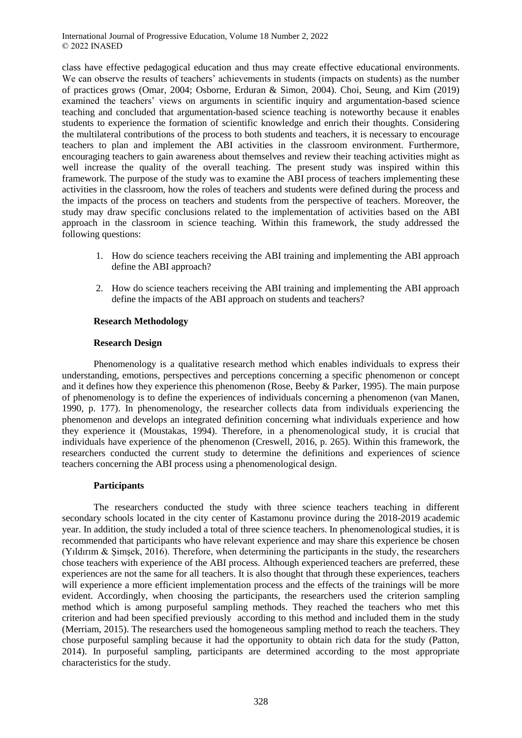class have effective pedagogical education and thus may create effective educational environments. We can observe the results of teachers' achievements in students (impacts on students) as the number of practices grows (Omar, 2004; Osborne, Erduran & Simon, 2004). Choi, Seung, and Kim (2019) examined the teachers' views on arguments in scientific inquiry and argumentation-based science teaching and concluded that argumentation-based science teaching is noteworthy because it enables students to experience the formation of scientific knowledge and enrich their thoughts. Considering the multilateral contributions of the process to both students and teachers, it is necessary to encourage teachers to plan and implement the ABI activities in the classroom environment. Furthermore, encouraging teachers to gain awareness about themselves and review their teaching activities might as well increase the quality of the overall teaching. The present study was inspired within this framework. The purpose of the study was to examine the ABI process of teachers implementing these activities in the classroom, how the roles of teachers and students were defined during the process and the impacts of the process on teachers and students from the perspective of teachers. Moreover, the study may draw specific conclusions related to the implementation of activities based on the ABI approach in the classroom in science teaching. Within this framework, the study addressed the following questions:

1. How do science teachers receiving the ABI training and implementing the ABI approach define the ABI approach?
2. How do science teachers receiving the ABI training and implementing the ABI approach define the impacts of the ABI approach on students and teachers?

## Research Methodology

### Research Design

Phenomenology is a qualitative research method which enables individuals to express their understanding, emotions, perspectives and perceptions concerning a specific phenomenon or concept and it defines how they experience this phenomenon (Rose, Beeby & Parker, 1995). The main purpose of phenomenology is to define the experiences of individuals concerning a phenomenon (van Manen, 1990, p. 177). In phenomenology, the researcher collects data from individuals experiencing the phenomenon and develops an integrated definition concerning what individuals experience and how they experience it (Moustakas, 1994). Therefore, in a phenomenological study, it is crucial that individuals have experience of the phenomenon (Creswell, 2016, p. 265). Within this framework, the researchers conducted the current study to determine the definitions and experiences of science teachers concerning the ABI process using a phenomenological design.

### Participants

The researchers conducted the study with three science teachers teaching in different secondary schools located in the city center of Kastamonu province during the 2018-2019 academic year. In addition, the study included a total of three science teachers. In phenomenological studies, it is recommended that participants who have relevant experience and may share this experience be chosen (Yıldırım & Şimşek, 2016). Therefore, when determining the participants in the study, the researchers chose teachers with experience of the ABI process. Although experienced teachers are preferred, these experiences are not the same for all teachers. It is also thought that through these experiences, teachers will experience a more efficient implementation process and the effects of the trainings will be more evident. Accordingly, when choosing the participants, the researchers used the criterion sampling method which is among purposeful sampling methods. They reached the teachers who met this criterion and had been specified previously according to this method and included them in the study (Merriam, 2015). The researchers used the homogeneous sampling method to reach the teachers. They chose purposeful sampling because it had the opportunity to obtain rich data for the study (Patton, 2014). In purposeful sampling, participants are determined according to the most appropriate characteristics for the study.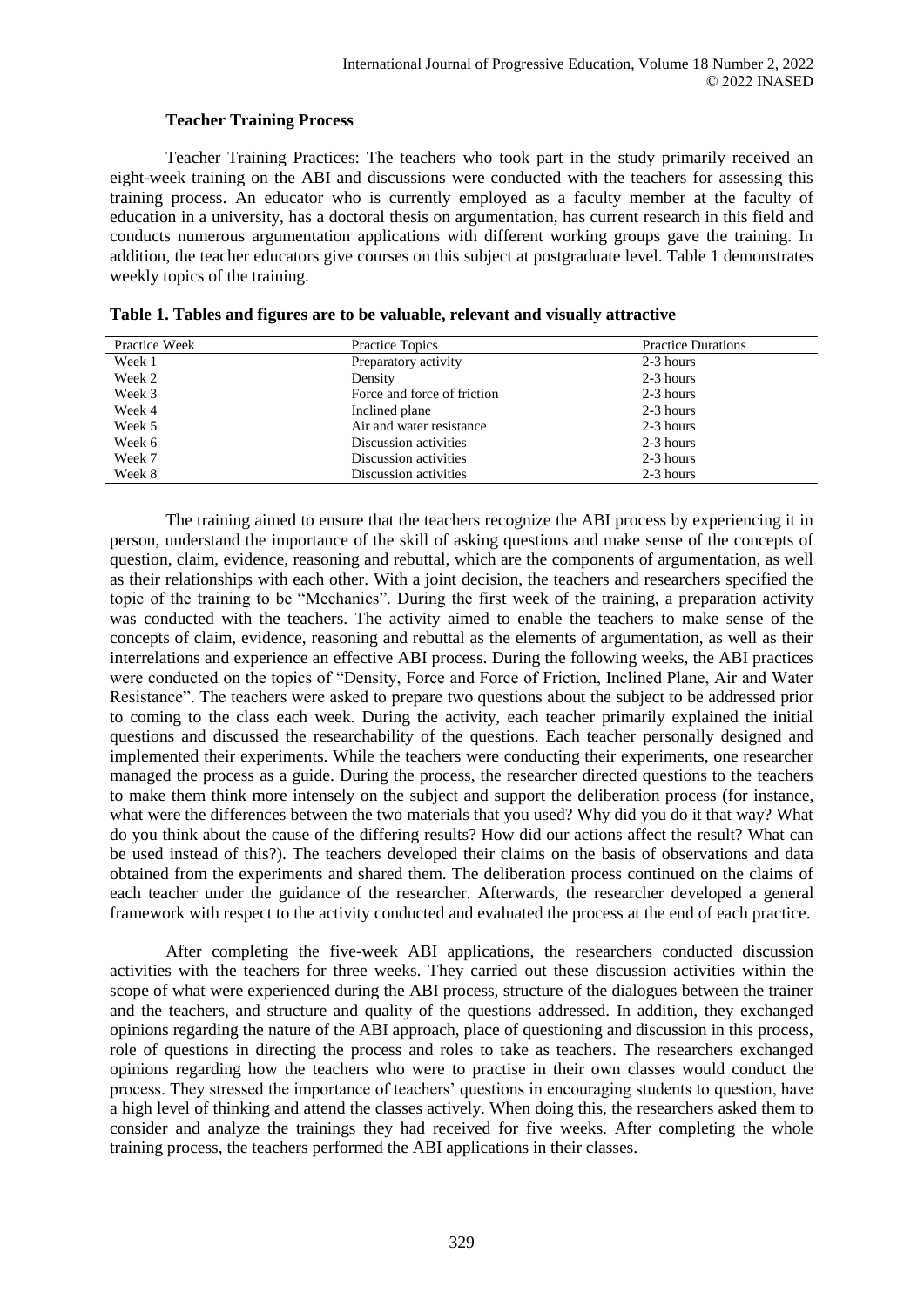### Teacher Training Process

Teacher Training Practices: The teachers who took part in the study primarily received an eight-week training on the ABI and discussions were conducted with the teachers for assessing this training process. An educator who is currently employed as a faculty member at the faculty of education in a university, has a doctoral thesis on argumentation, has current research in this field and conducts numerous argumentation applications with different working groups gave the training. In addition, the teacher educators give courses on this subject at postgraduate level. Table 1 demonstrates weekly topics of the training.

**Table 1. Tables and figures are to be valuable, relevant and visually attractive**

| Practice Week | Practice Topics | Practice Durations |
| --- | --- | --- |
| Week 1 | Preparatory activity | 2-3 hours |
| Week 2 | Density | 2-3 hours |
| Week 3 | Force and force of friction | 2-3 hours |
| Week 4 | Inclined plane | 2-3 hours |
| Week 5 | Air and water resistance | 2-3 hours |
| Week 6 | Discussion activities | 2-3 hours |
| Week 7 | Discussion activities | 2-3 hours |
| Week 8 | Discussion activities | 2-3 hours |

The training aimed to ensure that the teachers recognize the ABI process by experiencing it in person, understand the importance of the skill of asking questions and make sense of the concepts of question, claim, evidence, reasoning and rebuttal, which are the components of argumentation, as well as their relationships with each other. With a joint decision, the teachers and researchers specified the topic of the training to be "Mechanics". During the first week of the training, a preparation activity was conducted with the teachers. The activity aimed to enable the teachers to make sense of the concepts of claim, evidence, reasoning and rebuttal as the elements of argumentation, as well as their interrelations and experience an effective ABI process. During the following weeks, the ABI practices were conducted on the topics of "Density, Force and Force of Friction, Inclined Plane, Air and Water Resistance". The teachers were asked to prepare two questions about the subject to be addressed prior to coming to the class each week. During the activity, each teacher primarily explained the initial questions and discussed the researchability of the questions. Each teacher personally designed and implemented their experiments. While the teachers were conducting their experiments, one researcher managed the process as a guide. During the process, the researcher directed questions to the teachers to make them think more intensely on the subject and support the deliberation process (for instance, what were the differences between the two materials that you used? Why did you do it that way? What do you think about the cause of the differing results? How did our actions affect the result? What can be used instead of this?). The teachers developed their claims on the basis of observations and data obtained from the experiments and shared them. The deliberation process continued on the claims of each teacher under the guidance of the researcher. Afterwards, the researcher developed a general framework with respect to the activity conducted and evaluated the process at the end of each practice.

After completing the five-week ABI applications, the researchers conducted discussion activities with the teachers for three weeks. They carried out these discussion activities within the scope of what were experienced during the ABI process, structure of the dialogues between the trainer and the teachers, and structure and quality of the questions addressed. In addition, they exchanged opinions regarding the nature of the ABI approach, place of questioning and discussion in this process, role of questions in directing the process and roles to take as teachers. The researchers exchanged opinions regarding how the teachers who were to practise in their own classes would conduct the process. They stressed the importance of teachers' questions in encouraging students to question, have a high level of thinking and attend the classes actively. When doing this, the researchers asked them to consider and analyze the trainings they had received for five weeks. After completing the whole training process, the teachers performed the ABI applications in their classes.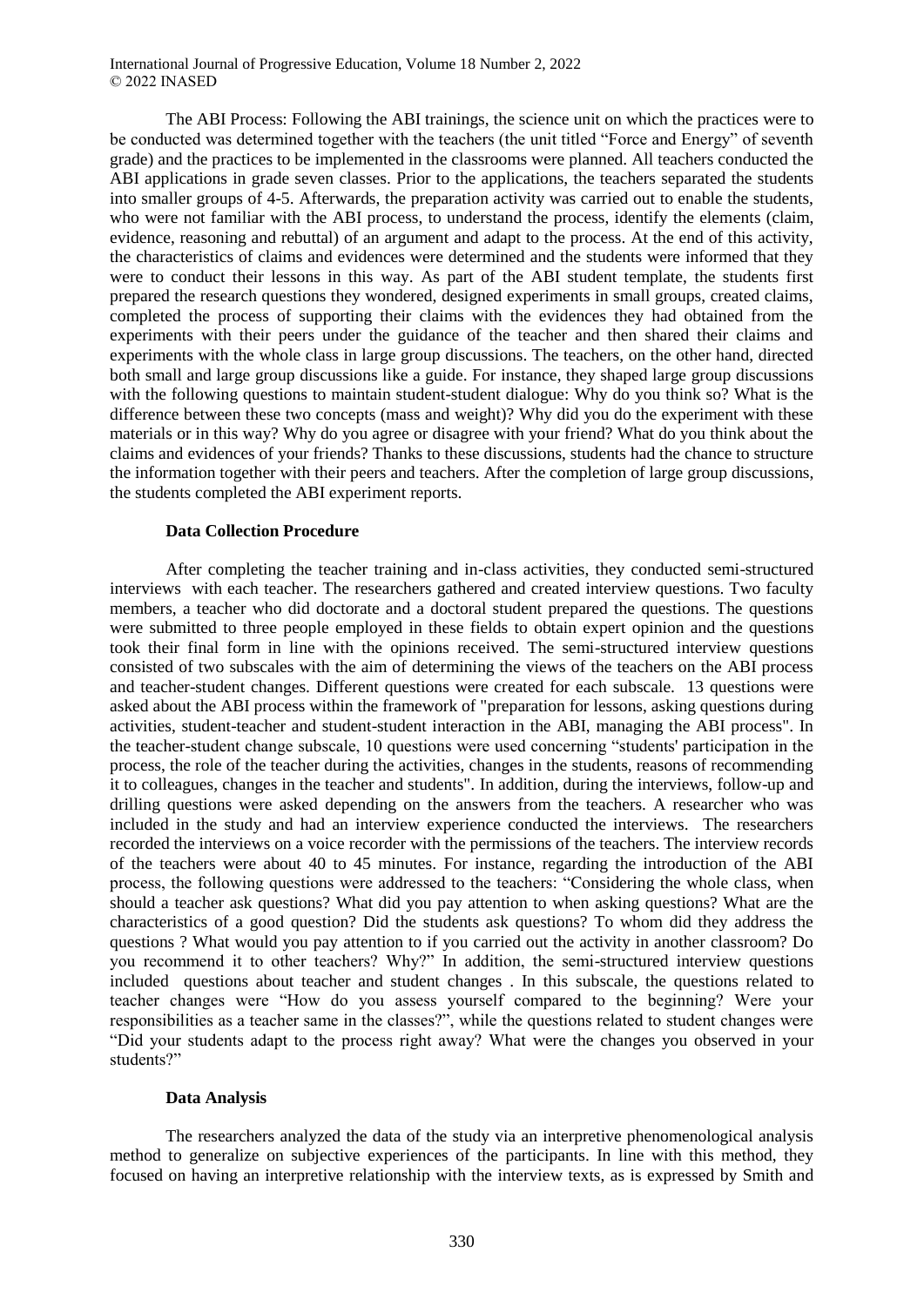The ABI Process: Following the ABI trainings, the science unit on which the practices were to be conducted was determined together with the teachers (the unit titled "Force and Energy" of seventh grade) and the practices to be implemented in the classrooms were planned. All teachers conducted the ABI applications in grade seven classes. Prior to the applications, the teachers separated the students into smaller groups of 4-5. Afterwards, the preparation activity was carried out to enable the students, who were not familiar with the ABI process, to understand the process, identify the elements (claim, evidence, reasoning and rebuttal) of an argument and adapt to the process. At the end of this activity, the characteristics of claims and evidences were determined and the students were informed that they were to conduct their lessons in this way. As part of the ABI student template, the students first prepared the research questions they wondered, designed experiments in small groups, created claims, completed the process of supporting their claims with the evidences they had obtained from the experiments with their peers under the guidance of the teacher and then shared their claims and experiments with the whole class in large group discussions. The teachers, on the other hand, directed both small and large group discussions like a guide. For instance, they shaped large group discussions with the following questions to maintain student-student dialogue: Why do you think so? What is the difference between these two concepts (mass and weight)? Why did you do the experiment with these materials or in this way? Why do you agree or disagree with your friend? What do you think about the claims and evidences of your friends? Thanks to these discussions, students had the chance to structure the information together with their peers and teachers. After the completion of large group discussions, the students completed the ABI experiment reports.

### Data Collection Procedure

After completing the teacher training and in-class activities, they conducted semi-structured interviews with each teacher. The researchers gathered and created interview questions. Two faculty members, a teacher who did doctorate and a doctoral student prepared the questions. The questions were submitted to three people employed in these fields to obtain expert opinion and the questions took their final form in line with the opinions received. The semi-structured interview questions consisted of two subscales with the aim of determining the views of the teachers on the ABI process and teacher-student changes. Different questions were created for each subscale. 13 questions were asked about the ABI process within the framework of "preparation for lessons, asking questions during activities, student-teacher and student-student interaction in the ABI, managing the ABI process". In the teacher-student change subscale, 10 questions were used concerning "students' participation in the process, the role of the teacher during the activities, changes in the students, reasons of recommending it to colleagues, changes in the teacher and students". In addition, during the interviews, follow-up and drilling questions were asked depending on the answers from the teachers. A researcher who was included in the study and had an interview experience conducted the interviews. The researchers recorded the interviews on a voice recorder with the permissions of the teachers. The interview records of the teachers were about 40 to 45 minutes. For instance, regarding the introduction of the ABI process, the following questions were addressed to the teachers: "Considering the whole class, when should a teacher ask questions? What did you pay attention to when asking questions? What are the characteristics of a good question? Did the students ask questions? To whom did they address the questions ? What would you pay attention to if you carried out the activity in another classroom? Do you recommend it to other teachers? Why?" In addition, the semi-structured interview questions included questions about teacher and student changes . In this subscale, the questions related to teacher changes were "How do you assess yourself compared to the beginning? Were your responsibilities as a teacher same in the classes?", while the questions related to student changes were "Did your students adapt to the process right away? What were the changes you observed in your students?"

### Data Analysis

The researchers analyzed the data of the study via an interpretive phenomenological analysis method to generalize on subjective experiences of the participants. In line with this method, they focused on having an interpretive relationship with the interview texts, as is expressed by Smith and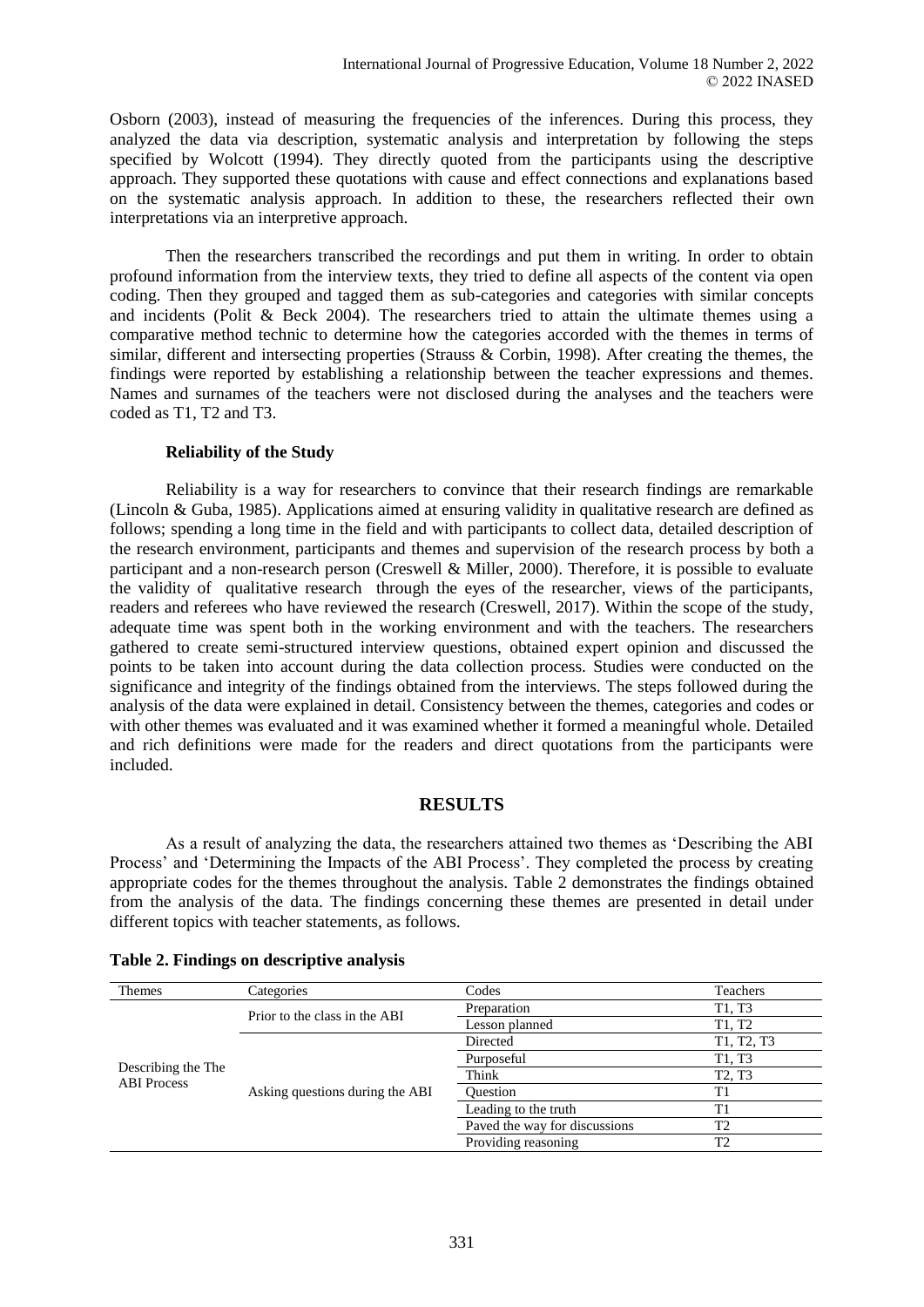Osborn (2003), instead of measuring the frequencies of the inferences. During this process, they analyzed the data via description, systematic analysis and interpretation by following the steps specified by Wolcott (1994). They directly quoted from the participants using the descriptive approach. They supported these quotations with cause and effect connections and explanations based on the systematic analysis approach. In addition to these, the researchers reflected their own interpretations via an interpretive approach.

Then the researchers transcribed the recordings and put them in writing. In order to obtain profound information from the interview texts, they tried to define all aspects of the content via open coding. Then they grouped and tagged them as sub-categories and categories with similar concepts and incidents (Polit & Beck 2004). The researchers tried to attain the ultimate themes using a comparative method technic to determine how the categories accorded with the themes in terms of similar, different and intersecting properties (Strauss & Corbin, 1998). After creating the themes, the findings were reported by establishing a relationship between the teacher expressions and themes. Names and surnames of the teachers were not disclosed during the analyses and the teachers were coded as T1, T2 and T3.

### Reliability of the Study

Reliability is a way for researchers to convince that their research findings are remarkable (Lincoln & Guba, 1985). Applications aimed at ensuring validity in qualitative research are defined as follows; spending a long time in the field and with participants to collect data, detailed description of the research environment, participants and themes and supervision of the research process by both a participant and a non-research person (Creswell & Miller, 2000). Therefore, it is possible to evaluate the validity of qualitative research through the eyes of the researcher, views of the participants, readers and referees who have reviewed the research (Creswell, 2017). Within the scope of the study, adequate time was spent both in the working environment and with the teachers. The researchers gathered to create semi-structured interview questions, obtained expert opinion and discussed the points to be taken into account during the data collection process. Studies were conducted on the significance and integrity of the findings obtained from the interviews. The steps followed during the analysis of the data were explained in detail. Consistency between the themes, categories and codes or with other themes was evaluated and it was examined whether it formed a meaningful whole. Detailed and rich definitions were made for the readers and direct quotations from the participants were included.

## RESULTS

As a result of analyzing the data, the researchers attained two themes as 'Describing the ABI Process' and 'Determining the Impacts of the ABI Process'. They completed the process by creating appropriate codes for the themes throughout the analysis. Table 2 demonstrates the findings obtained from the analysis of the data. The findings concerning these themes are presented in detail under different topics with teacher statements, as follows.

**Table 2. Findings on descriptive analysis**

| Themes | Categories | Codes | Teachers |
|---|---|---|---|
| Describing the The ABI Process | Prior to the class in the ABI | Preparation | T1, T3 |
| | | Lesson planned | T1, T2 |
| | Asking questions during the ABI | Directed | T1, T2, T3 |
| | | Purposeful | T1, T3 |
| | | Think | T2, T3 |
| | | Question | T1 |
| | | Leading to the truth | T1 |
| | | Paved the way for discussions | T2 |
| | | Providing reasoning | T2 |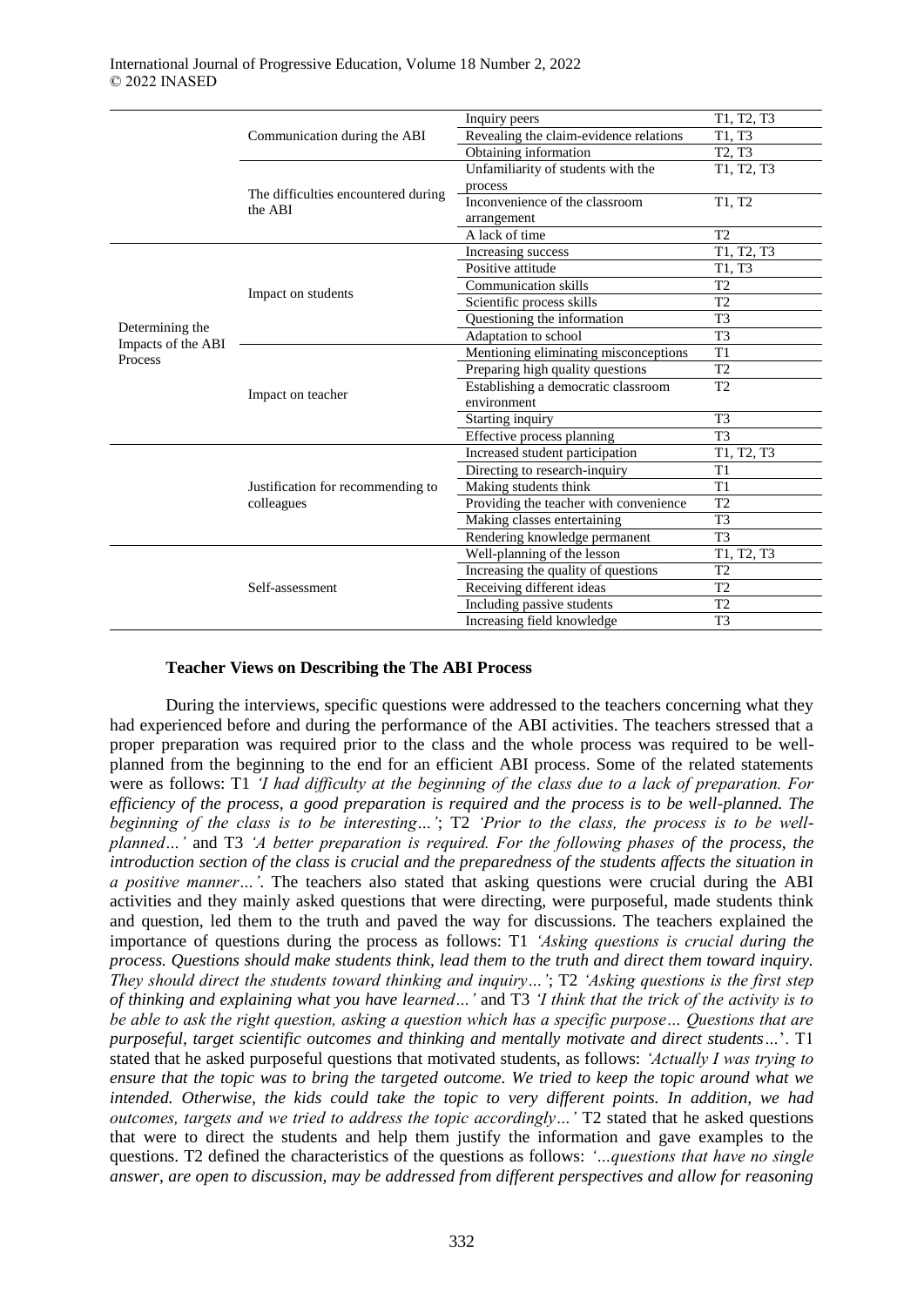| | | | |
|---|---|---|---|
| | Communication during the ABI | Inquiry peers | T1, T2, T3 |
| | | Revealing the claim-evidence relations | T1, T3 |
| | | Obtaining information | T2, T3 |
| | The difficulties encountered during the ABI | Unfamiliarity of students with the process | T1, T2, T3 |
| | | Inconvenience of the classroom arrangement | T1, T2 |
| | | A lack of time | T2 |
| Determining the Impacts of the ABI Process | Impact on students | Increasing success | T1, T2, T3 |
| | | Positive attitude | T1, T3 |
| | | Communication skills | T2 |
| | | Scientific process skills | T2 |
| | | Questioning the information | T3 |
| | | Adaptation to school | T3 |
| | Impact on teacher | Mentioning eliminating misconceptions | T1 |
| | | Preparing high quality questions | T2 |
| | | Establishing a democratic classroom environment | T2 |
| | | Starting inquiry | T3 |
| | | Effective process planning | T3 |
| | Justification for recommending to colleagues | Increased student participation | T1, T2, T3 |
| | | Directing to research-inquiry | T1 |
| | | Making students think | T1 |
| | | Providing the teacher with convenience | T2 |
| | | Making classes entertaining | T3 |
| | | Rendering knowledge permanent | T3 |
| | Self-assessment | Well-planning of the lesson | T1, T2, T3 |
| | | Increasing the quality of questions | T2 |
| | | Receiving different ideas | T2 |
| | | Including passive students | T2 |
| | | Increasing field knowledge | T3 |

### Teacher Views on Describing the The ABI Process

During the interviews, specific questions were addressed to the teachers concerning what they had experienced before and during the performance of the ABI activities. The teachers stressed that a proper preparation was required prior to the class and the whole process was required to be well-planned from the beginning to the end for an efficient ABI process. Some of the related statements were as follows: T1 *'I had difficulty at the beginning of the class due to a lack of preparation. For efficiency of the process, a good preparation is required and the process is to be well-planned. The beginning of the class is to be interesting…'*; T2 *'Prior to the class, the process is to be well-planned…'* and T3 *'A better preparation is required. For the following phases of the process, the introduction section of the class is crucial and the preparedness of the students affects the situation in a positive manner…'*. The teachers also stated that asking questions were crucial during the ABI activities and they mainly asked questions that were directing, were purposeful, made students think and question, led them to the truth and paved the way for discussions. The teachers explained the importance of questions during the process as follows: T1 *'Asking questions is crucial during the process. Questions should make students think, lead them to the truth and direct them toward inquiry. They should direct the students toward thinking and inquiry…'*; T2 *'Asking questions is the first step of thinking and explaining what you have learned…'* and T3 *'I think that the trick of the activity is to be able to ask the right question, asking a question which has a specific purpose… Questions that are purposeful, target scientific outcomes and thinking and mentally motivate and direct students…*'. T1 stated that he asked purposeful questions that motivated students, as follows: *'Actually I was trying to ensure that the topic was to bring the targeted outcome. We tried to keep the topic around what we intended. Otherwise, the kids could take the topic to very different points. In addition, we had outcomes, targets and we tried to address the topic accordingly…'* T2 stated that he asked questions that were to direct the students and help them justify the information and gave examples to the questions. T2 defined the characteristics of the questions as follows: *'…questions that have no single answer, are open to discussion, may be addressed from different perspectives and allow for reasoning*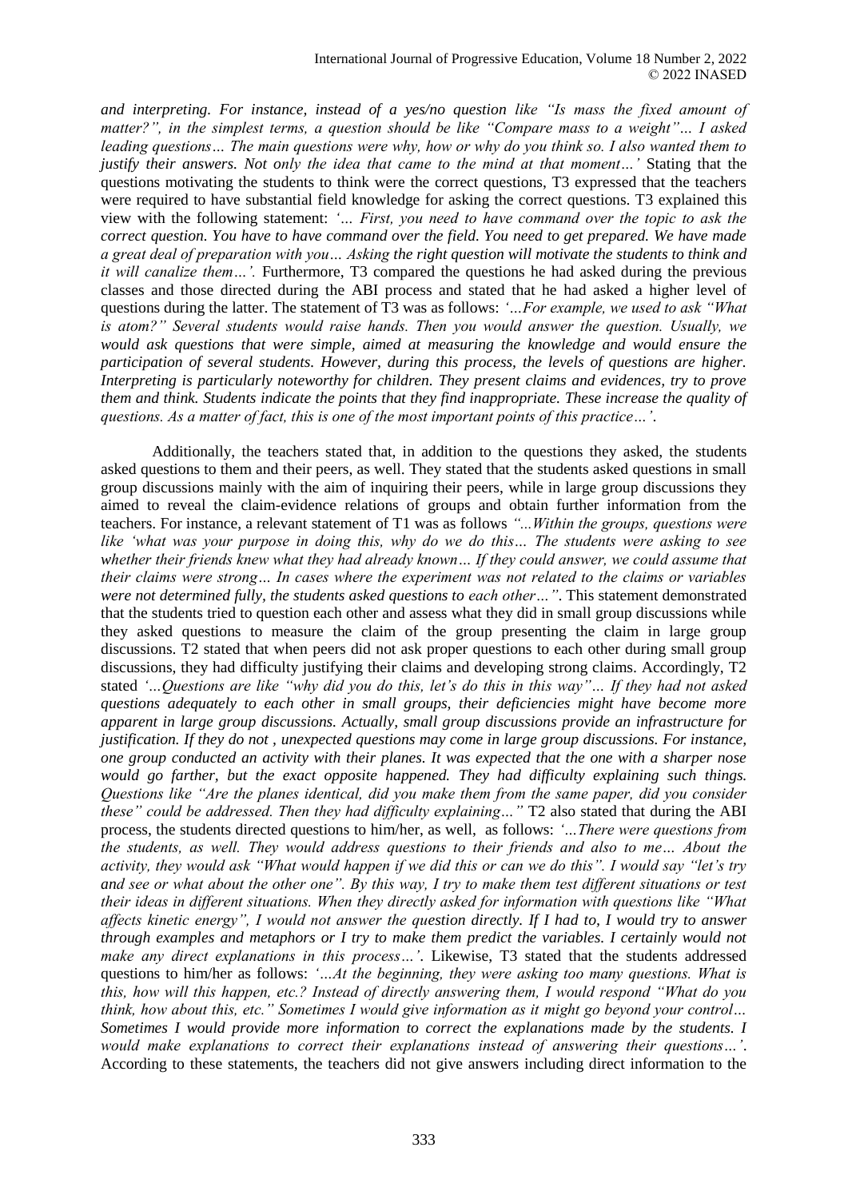*and interpreting. For instance, instead of a yes/no question like "Is mass the fixed amount of matter?", in the simplest terms, a question should be like "Compare mass to a weight"… I asked leading questions… The main questions were why, how or why do you think so. I also wanted them to justify their answers. Not only the idea that came to the mind at that moment…'* Stating that the questions motivating the students to think were the correct questions, T3 expressed that the teachers were required to have substantial field knowledge for asking the correct questions. T3 explained this view with the following statement: *'… First, you need to have command over the topic to ask the correct question. You have to have command over the field. You need to get prepared. We have made a great deal of preparation with you… Asking the right question will motivate the students to think and it will canalize them…'.* Furthermore, T3 compared the questions he had asked during the previous classes and those directed during the ABI process and stated that he had asked a higher level of questions during the latter. The statement of T3 was as follows: *'…For example, we used to ask "What is atom?" Several students would raise hands. Then you would answer the question. Usually, we would ask questions that were simple, aimed at measuring the knowledge and would ensure the participation of several students. However, during this process, the levels of questions are higher. Interpreting is particularly noteworthy for children. They present claims and evidences, try to prove them and think. Students indicate the points that they find inappropriate. These increase the quality of questions. As a matter of fact, this is one of the most important points of this practice…'.*

Additionally, the teachers stated that, in addition to the questions they asked, the students asked questions to them and their peers, as well. They stated that the students asked questions in small group discussions mainly with the aim of inquiring their peers, while in large group discussions they aimed to reveal the claim-evidence relations of groups and obtain further information from the teachers. For instance, a relevant statement of T1 was as follows *"...Within the groups, questions were like 'what was your purpose in doing this, why do we do this… The students were asking to see whether their friends knew what they had already known… If they could answer, we could assume that their claims were strong… In cases where the experiment was not related to the claims or variables were not determined fully, the students asked questions to each other…".* This statement demonstrated that the students tried to question each other and assess what they did in small group discussions while they asked questions to measure the claim of the group presenting the claim in large group discussions. T2 stated that when peers did not ask proper questions to each other during small group discussions, they had difficulty justifying their claims and developing strong claims. Accordingly, T2 stated *'…Questions are like "why did you do this, let's do this in this way"… If they had not asked questions adequately to each other in small groups, their deficiencies might have become more apparent in large group discussions. Actually, small group discussions provide an infrastructure for justification. If they do not , unexpected questions may come in large group discussions. For instance, one group conducted an activity with their planes. It was expected that the one with a sharper nose would go farther, but the exact opposite happened. They had difficulty explaining such things. Questions like "Are the planes identical, did you make them from the same paper, did you consider these" could be addressed. Then they had difficulty explaining…"* T2 also stated that during the ABI process, the students directed questions to him/her, as well, as follows: *'…There were questions from the students, as well. They would address questions to their friends and also to me… About the activity, they would ask "What would happen if we did this or can we do this". I would say "let's try and see or what about the other one". By this way, I try to make them test different situations or test their ideas in different situations. When they directly asked for information with questions like "What affects kinetic energy", I would not answer the question directly. If I had to, I would try to answer through examples and metaphors or I try to make them predict the variables. I certainly would not make any direct explanations in this process…'.* Likewise, T3 stated that the students addressed questions to him/her as follows: *'…At the beginning, they were asking too many questions. What is this, how will this happen, etc.? Instead of directly answering them, I would respond "What do you think, how about this, etc." Sometimes I would give information as it might go beyond your control… Sometimes I would provide more information to correct the explanations made by the students. I would make explanations to correct their explanations instead of answering their questions…'.* According to these statements, the teachers did not give answers including direct information to the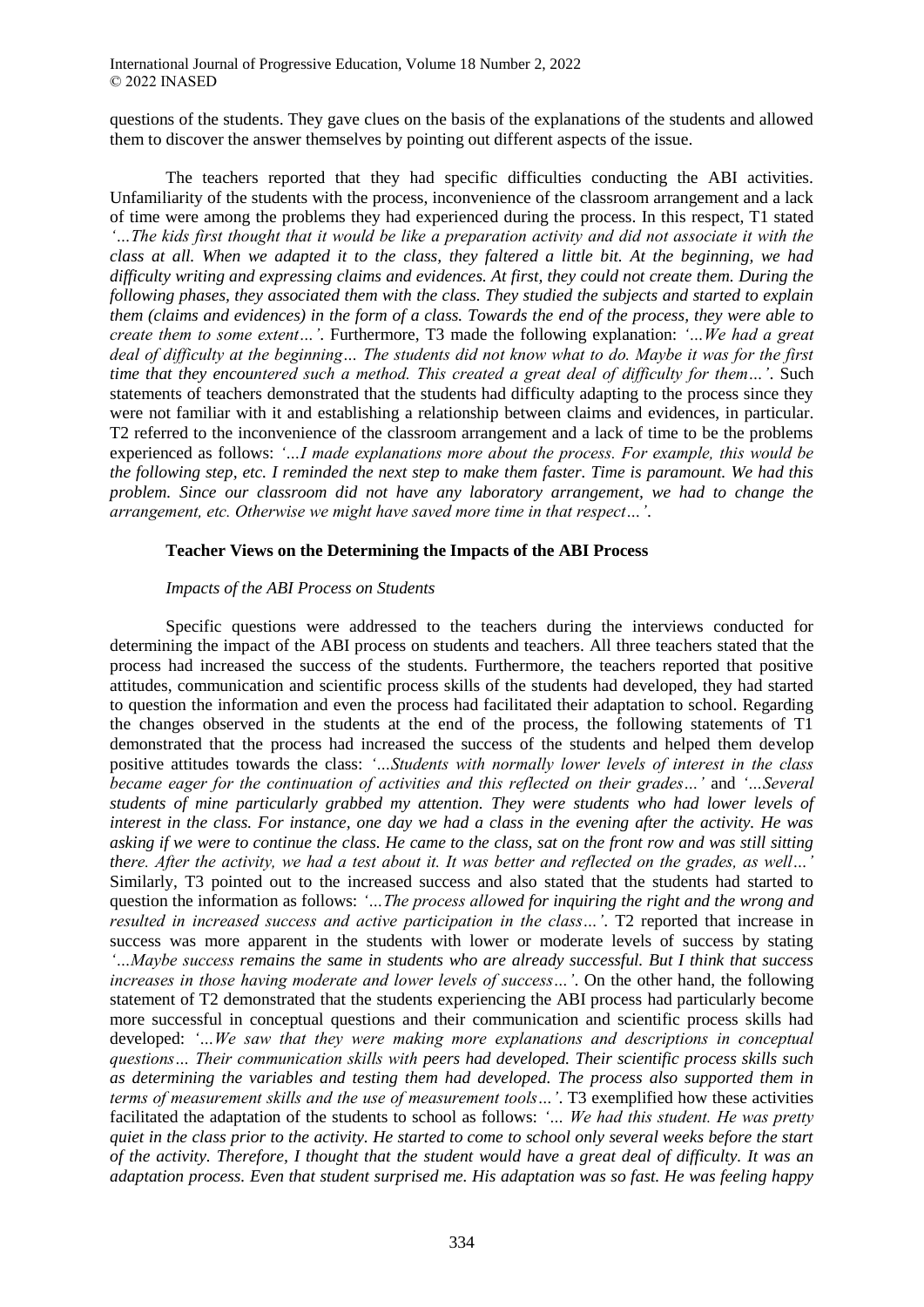questions of the students. They gave clues on the basis of the explanations of the students and allowed them to discover the answer themselves by pointing out different aspects of the issue.

The teachers reported that they had specific difficulties conducting the ABI activities. Unfamiliarity of the students with the process, inconvenience of the classroom arrangement and a lack of time were among the problems they had experienced during the process. In this respect, T1 stated *'…The kids first thought that it would be like a preparation activity and did not associate it with the class at all. When we adapted it to the class, they faltered a little bit. At the beginning, we had difficulty writing and expressing claims and evidences. At first, they could not create them. During the following phases, they associated them with the class. They studied the subjects and started to explain them (claims and evidences) in the form of a class. Towards the end of the process, they were able to create them to some extent…'*. Furthermore, T3 made the following explanation: *'…We had a great deal of difficulty at the beginning… The students did not know what to do. Maybe it was for the first time that they encountered such a method. This created a great deal of difficulty for them…'*. Such statements of teachers demonstrated that the students had difficulty adapting to the process since they were not familiar with it and establishing a relationship between claims and evidences, in particular. T2 referred to the inconvenience of the classroom arrangement and a lack of time to be the problems experienced as follows: *'…I made explanations more about the process. For example, this would be the following step, etc. I reminded the next step to make them faster. Time is paramount. We had this problem. Since our classroom did not have any laboratory arrangement, we had to change the arrangement, etc. Otherwise we might have saved more time in that respect…'*.

### Teacher Views on the Determining the Impacts of the ABI Process

#### *Impacts of the ABI Process on Students*

Specific questions were addressed to the teachers during the interviews conducted for determining the impact of the ABI process on students and teachers. All three teachers stated that the process had increased the success of the students. Furthermore, the teachers reported that positive attitudes, communication and scientific process skills of the students had developed, they had started to question the information and even the process had facilitated their adaptation to school. Regarding the changes observed in the students at the end of the process, the following statements of T1 demonstrated that the process had increased the success of the students and helped them develop positive attitudes towards the class: *'…Students with normally lower levels of interest in the class became eager for the continuation of activities and this reflected on their grades…'* and *'…Several students of mine particularly grabbed my attention. They were students who had lower levels of interest in the class. For instance, one day we had a class in the evening after the activity. He was asking if we were to continue the class. He came to the class, sat on the front row and was still sitting there. After the activity, we had a test about it. It was better and reflected on the grades, as well…'* Similarly, T3 pointed out to the increased success and also stated that the students had started to question the information as follows: *'…The process allowed for inquiring the right and the wrong and resulted in increased success and active participation in the class…'*. T2 reported that increase in success was more apparent in the students with lower or moderate levels of success by stating *'…Maybe success remains the same in students who are already successful. But I think that success increases in those having moderate and lower levels of success…'*. On the other hand, the following statement of T2 demonstrated that the students experiencing the ABI process had particularly become more successful in conceptual questions and their communication and scientific process skills had developed: *'…We saw that they were making more explanations and descriptions in conceptual questions… Their communication skills with peers had developed. Their scientific process skills such as determining the variables and testing them had developed. The process also supported them in terms of measurement skills and the use of measurement tools…'*. T3 exemplified how these activities facilitated the adaptation of the students to school as follows: *'… We had this student. He was pretty quiet in the class prior to the activity. He started to come to school only several weeks before the start of the activity. Therefore, I thought that the student would have a great deal of difficulty. It was an adaptation process. Even that student surprised me. His adaptation was so fast. He was feeling happy*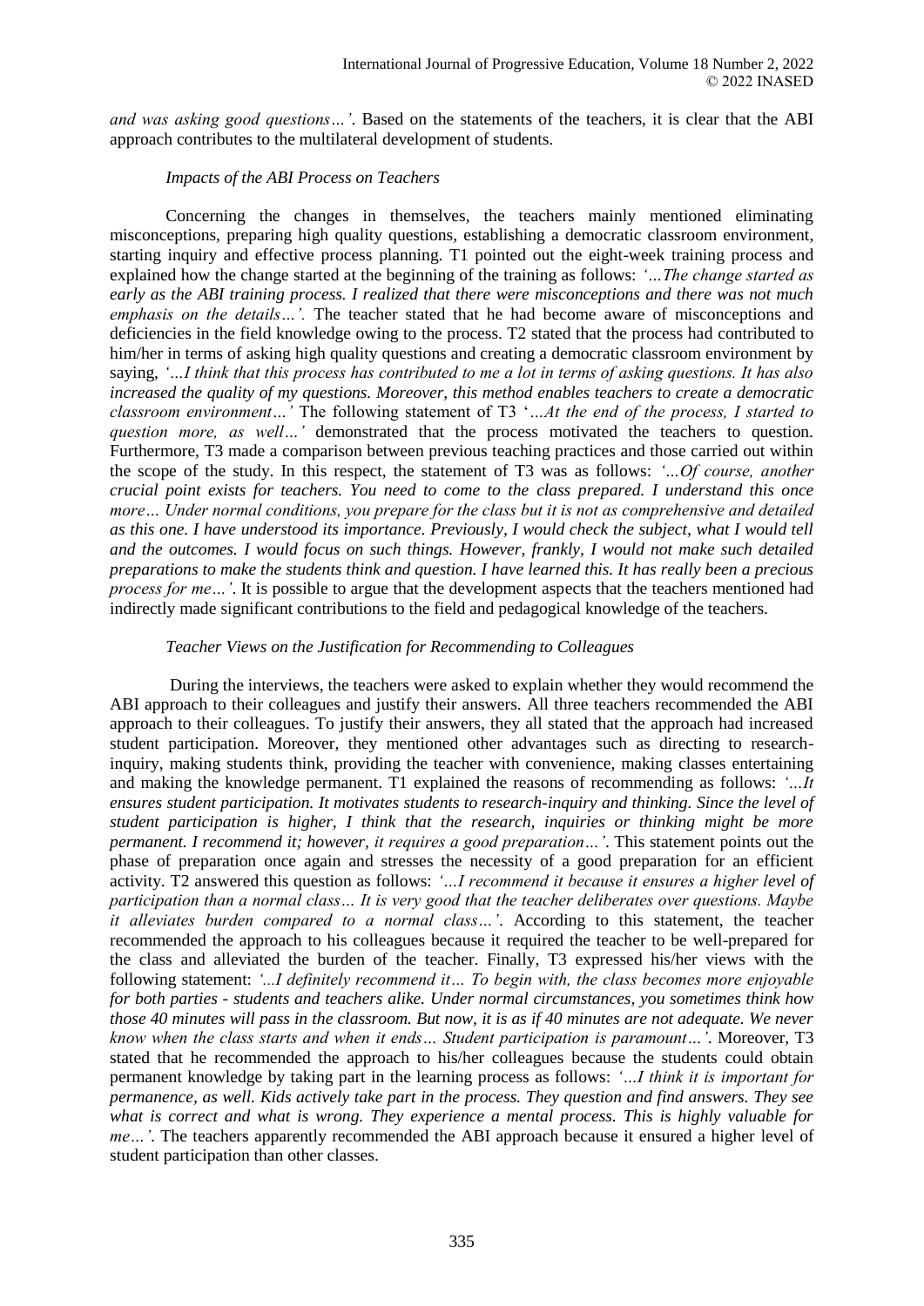*and was asking good questions…'*. Based on the statements of the teachers, it is clear that the ABI approach contributes to the multilateral development of students.

*Impacts of the ABI Process on Teachers*

Concerning the changes in themselves, the teachers mainly mentioned eliminating misconceptions, preparing high quality questions, establishing a democratic classroom environment, starting inquiry and effective process planning. T1 pointed out the eight-week training process and explained how the change started at the beginning of the training as follows: *'…The change started as early as the ABI training process. I realized that there were misconceptions and there was not much emphasis on the details…'.* The teacher stated that he had become aware of misconceptions and deficiencies in the field knowledge owing to the process. T2 stated that the process had contributed to him/her in terms of asking high quality questions and creating a democratic classroom environment by saying, *'…I think that this process has contributed to me a lot in terms of asking questions. It has also increased the quality of my questions. Moreover, this method enables teachers to create a democratic classroom environment…'* The following statement of T3 *'…At the end of the process, I started to question more, as well…'* demonstrated that the process motivated the teachers to question. Furthermore, T3 made a comparison between previous teaching practices and those carried out within the scope of the study. In this respect, the statement of T3 was as follows: *'…Of course, another crucial point exists for teachers. You need to come to the class prepared. I understand this once more… Under normal conditions, you prepare for the class but it is not as comprehensive and detailed as this one. I have understood its importance. Previously, I would check the subject, what I would tell and the outcomes. I would focus on such things. However, frankly, I would not make such detailed preparations to make the students think and question. I have learned this. It has really been a precious process for me…'*. It is possible to argue that the development aspects that the teachers mentioned had indirectly made significant contributions to the field and pedagogical knowledge of the teachers.

*Teacher Views on the Justification for Recommending to Colleagues*

During the interviews, the teachers were asked to explain whether they would recommend the ABI approach to their colleagues and justify their answers. All three teachers recommended the ABI approach to their colleagues. To justify their answers, they all stated that the approach had increased student participation. Moreover, they mentioned other advantages such as directing to research-inquiry, making students think, providing the teacher with convenience, making classes entertaining and making the knowledge permanent. T1 explained the reasons of recommending as follows: *'…It ensures student participation. It motivates students to research-inquiry and thinking. Since the level of student participation is higher, I think that the research, inquiries or thinking might be more permanent. I recommend it; however, it requires a good preparation…'*. This statement points out the phase of preparation once again and stresses the necessity of a good preparation for an efficient activity. T2 answered this question as follows: *'…I recommend it because it ensures a higher level of participation than a normal class… It is very good that the teacher deliberates over questions. Maybe it alleviates burden compared to a normal class…'*. According to this statement, the teacher recommended the approach to his colleagues because it required the teacher to be well-prepared for the class and alleviated the burden of the teacher. Finally, T3 expressed his/her views with the following statement: *'...I definitely recommend it… To begin with, the class becomes more enjoyable for both parties - students and teachers alike. Under normal circumstances, you sometimes think how those 40 minutes will pass in the classroom. But now, it is as if 40 minutes are not adequate. We never know when the class starts and when it ends… Student participation is paramount…'*. Moreover, T3 stated that he recommended the approach to his/her colleagues because the students could obtain permanent knowledge by taking part in the learning process as follows: *'…I think it is important for permanence, as well. Kids actively take part in the process. They question and find answers. They see what is correct and what is wrong. They experience a mental process. This is highly valuable for me…'*. The teachers apparently recommended the ABI approach because it ensured a higher level of student participation than other classes.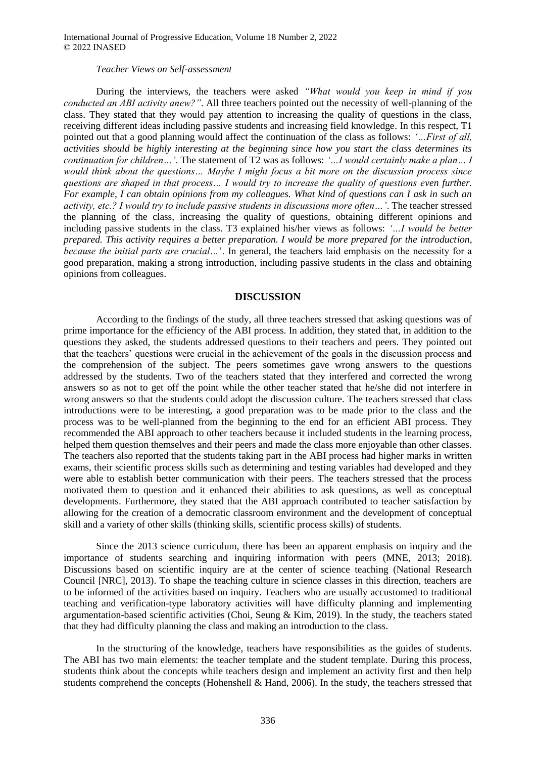*Teacher Views on Self-assessment*

During the interviews, the teachers were asked *"What would you keep in mind if you conducted an ABI activity anew?"*. All three teachers pointed out the necessity of well-planning of the class. They stated that they would pay attention to increasing the quality of questions in the class, receiving different ideas including passive students and increasing field knowledge. In this respect, T1 pointed out that a good planning would affect the continuation of the class as follows: *'…First of all, activities should be highly interesting at the beginning since how you start the class determines its continuation for children…'*. The statement of T2 was as follows: *'…I would certainly make a plan… I would think about the questions… Maybe I might focus a bit more on the discussion process since questions are shaped in that process… I would try to increase the quality of questions even further. For example, I can obtain opinions from my colleagues. What kind of questions can I ask in such an activity, etc.? I would try to include passive students in discussions more often…'*. The teacher stressed the planning of the class, increasing the quality of questions, obtaining different opinions and including passive students in the class. T3 explained his/her views as follows: *'…I would be better prepared. This activity requires a better preparation. I would be more prepared for the introduction, because the initial parts are crucial…*'. In general, the teachers laid emphasis on the necessity for a good preparation, making a strong introduction, including passive students in the class and obtaining opinions from colleagues.

## DISCUSSION

According to the findings of the study, all three teachers stressed that asking questions was of prime importance for the efficiency of the ABI process. In addition, they stated that, in addition to the questions they asked, the students addressed questions to their teachers and peers. They pointed out that the teachers' questions were crucial in the achievement of the goals in the discussion process and the comprehension of the subject. The peers sometimes gave wrong answers to the questions addressed by the students. Two of the teachers stated that they interfered and corrected the wrong answers so as not to get off the point while the other teacher stated that he/she did not interfere in wrong answers so that the students could adopt the discussion culture. The teachers stressed that class introductions were to be interesting, a good preparation was to be made prior to the class and the process was to be well-planned from the beginning to the end for an efficient ABI process. They recommended the ABI approach to other teachers because it included students in the learning process, helped them question themselves and their peers and made the class more enjoyable than other classes. The teachers also reported that the students taking part in the ABI process had higher marks in written exams, their scientific process skills such as determining and testing variables had developed and they were able to establish better communication with their peers. The teachers stressed that the process motivated them to question and it enhanced their abilities to ask questions, as well as conceptual developments. Furthermore, they stated that the ABI approach contributed to teacher satisfaction by allowing for the creation of a democratic classroom environment and the development of conceptual skill and a variety of other skills (thinking skills, scientific process skills) of students.

Since the 2013 science curriculum, there has been an apparent emphasis on inquiry and the importance of students searching and inquiring information with peers (MNE, 2013; 2018). Discussions based on scientific inquiry are at the center of science teaching (National Research Council [NRC], 2013). To shape the teaching culture in science classes in this direction, teachers are to be informed of the activities based on inquiry. Teachers who are usually accustomed to traditional teaching and verification-type laboratory activities will have difficulty planning and implementing argumentation-based scientific activities (Choi, Seung & Kim, 2019). In the study, the teachers stated that they had difficulty planning the class and making an introduction to the class.

In the structuring of the knowledge, teachers have responsibilities as the guides of students. The ABI has two main elements: the teacher template and the student template. During this process, students think about the concepts while teachers design and implement an activity first and then help students comprehend the concepts (Hohenshell & Hand, 2006). In the study, the teachers stressed that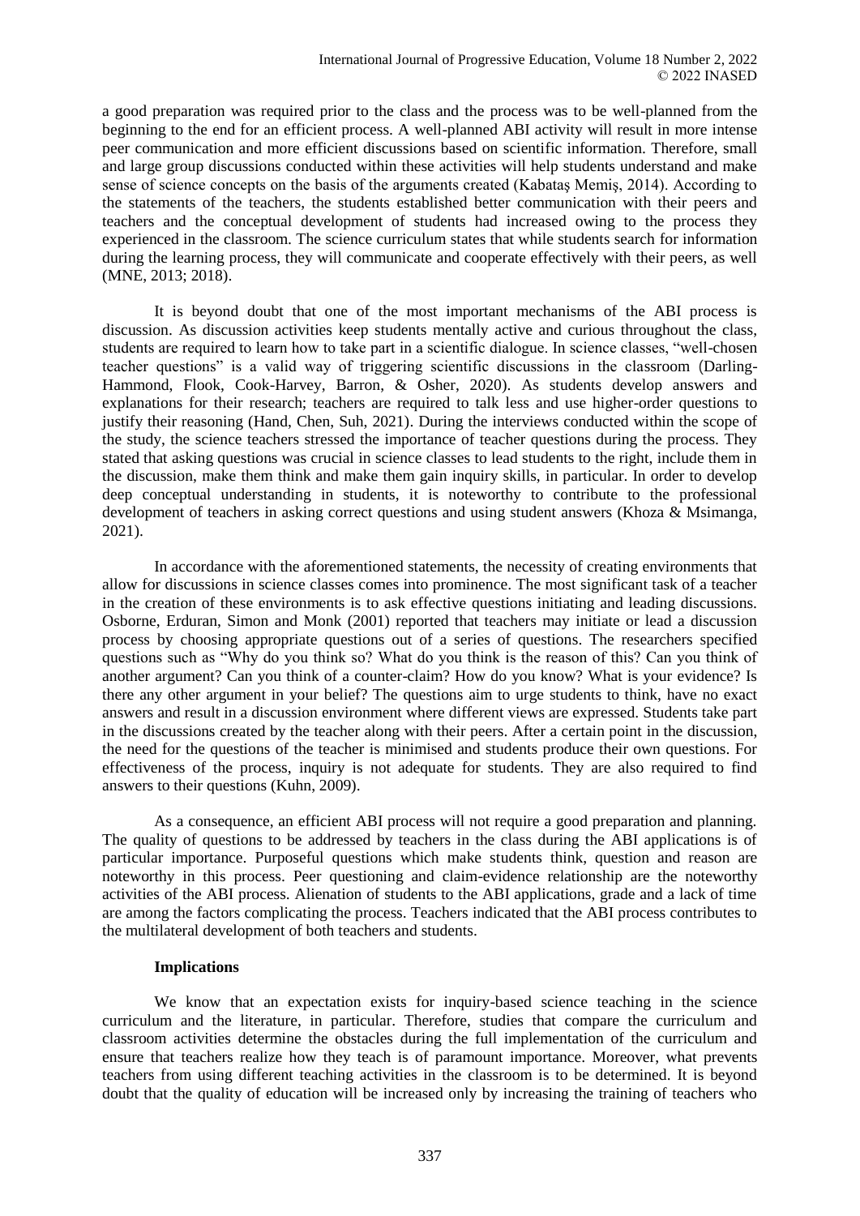a good preparation was required prior to the class and the process was to be well-planned from the beginning to the end for an efficient process. A well-planned ABI activity will result in more intense peer communication and more efficient discussions based on scientific information. Therefore, small and large group discussions conducted within these activities will help students understand and make sense of science concepts on the basis of the arguments created (Kabataş Memiş, 2014). According to the statements of the teachers, the students established better communication with their peers and teachers and the conceptual development of students had increased owing to the process they experienced in the classroom. The science curriculum states that while students search for information during the learning process, they will communicate and cooperate effectively with their peers, as well (MNE, 2013; 2018).

It is beyond doubt that one of the most important mechanisms of the ABI process is discussion. As discussion activities keep students mentally active and curious throughout the class, students are required to learn how to take part in a scientific dialogue. In science classes, "well-chosen teacher questions" is a valid way of triggering scientific discussions in the classroom (Darling-Hammond, Flook, Cook-Harvey, Barron, & Osher, 2020). As students develop answers and explanations for their research; teachers are required to talk less and use higher-order questions to justify their reasoning (Hand, Chen, Suh, 2021). During the interviews conducted within the scope of the study, the science teachers stressed the importance of teacher questions during the process. They stated that asking questions was crucial in science classes to lead students to the right, include them in the discussion, make them think and make them gain inquiry skills, in particular. In order to develop deep conceptual understanding in students, it is noteworthy to contribute to the professional development of teachers in asking correct questions and using student answers (Khoza & Msimanga, 2021).

In accordance with the aforementioned statements, the necessity of creating environments that allow for discussions in science classes comes into prominence. The most significant task of a teacher in the creation of these environments is to ask effective questions initiating and leading discussions. Osborne, Erduran, Simon and Monk (2001) reported that teachers may initiate or lead a discussion process by choosing appropriate questions out of a series of questions. The researchers specified questions such as "Why do you think so? What do you think is the reason of this? Can you think of another argument? Can you think of a counter-claim? How do you know? What is your evidence? Is there any other argument in your belief? The questions aim to urge students to think, have no exact answers and result in a discussion environment where different views are expressed. Students take part in the discussions created by the teacher along with their peers. After a certain point in the discussion, the need for the questions of the teacher is minimised and students produce their own questions. For effectiveness of the process, inquiry is not adequate for students. They are also required to find answers to their questions (Kuhn, 2009).

As a consequence, an efficient ABI process will not require a good preparation and planning. The quality of questions to be addressed by teachers in the class during the ABI applications is of particular importance. Purposeful questions which make students think, question and reason are noteworthy in this process. Peer questioning and claim-evidence relationship are the noteworthy activities of the ABI process. Alienation of students to the ABI applications, grade and a lack of time are among the factors complicating the process. Teachers indicated that the ABI process contributes to the multilateral development of both teachers and students.

### Implications

We know that an expectation exists for inquiry-based science teaching in the science curriculum and the literature, in particular. Therefore, studies that compare the curriculum and classroom activities determine the obstacles during the full implementation of the curriculum and ensure that teachers realize how they teach is of paramount importance. Moreover, what prevents teachers from using different teaching activities in the classroom is to be determined. It is beyond doubt that the quality of education will be increased only by increasing the training of teachers who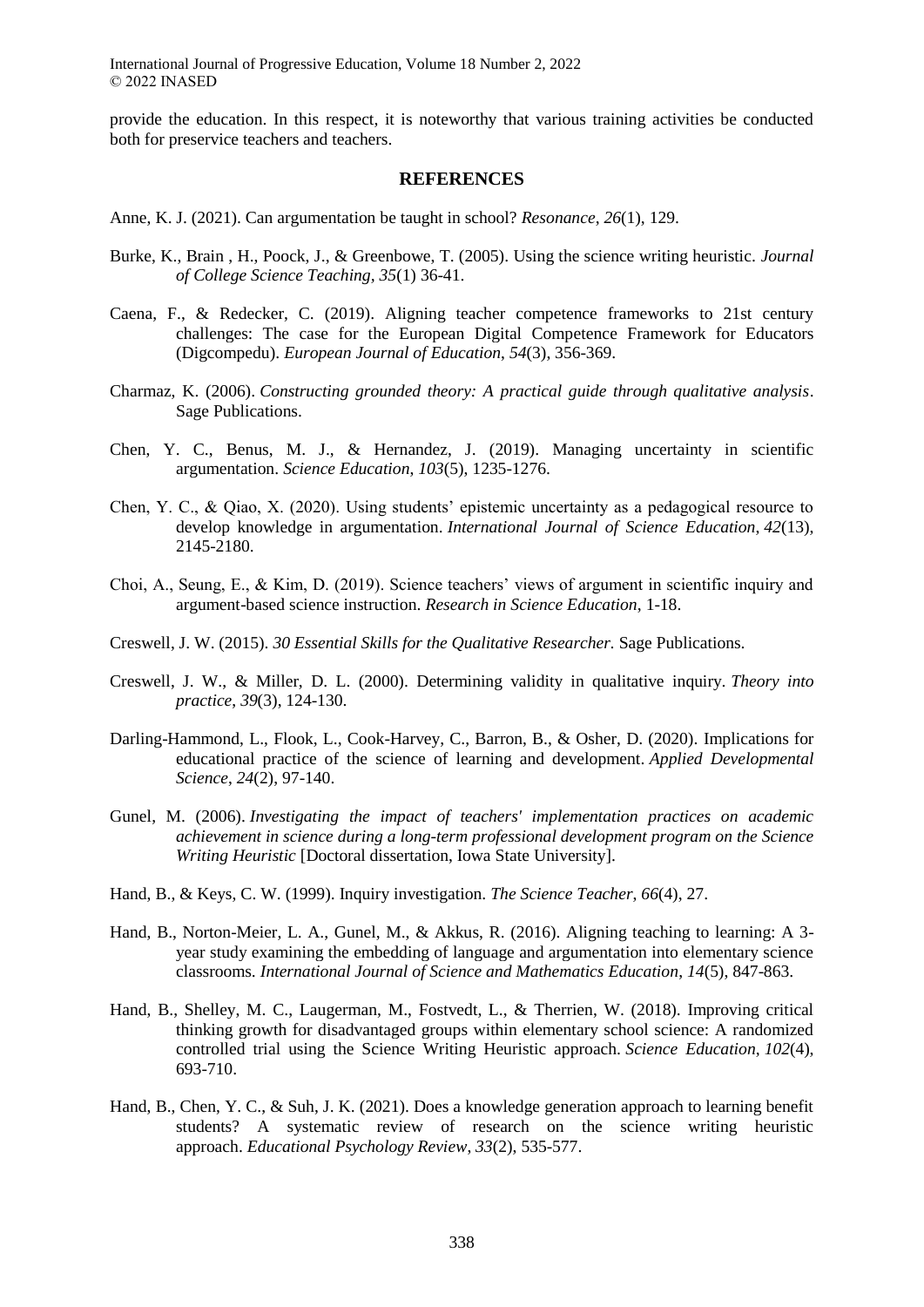provide the education. In this respect, it is noteworthy that various training activities be conducted both for preservice teachers and teachers.

## REFERENCES

Anne, K. J. (2021). Can argumentation be taught in school? *Resonance*, *26*(1), 129.

Burke, K., Brain , H., Poock, J., & Greenbowe, T. (2005). Using the science writing heuristic. *Journal of College Science Teaching, 35*(1) 36-41.

Caena, F., & Redecker, C. (2019). Aligning teacher competence frameworks to 21st century challenges: The case for the European Digital Competence Framework for Educators (Digcompedu). *European Journal of Education*, *54*(3), 356-369.

Charmaz, K. (2006). *Constructing grounded theory: A practical guide through qualitative analysis*. Sage Publications.

Chen, Y. C., Benus, M. J., & Hernandez, J. (2019). Managing uncertainty in scientific argumentation. *Science Education, 103*(5), 1235-1276.

Chen, Y. C., & Qiao, X. (2020). Using students' epistemic uncertainty as a pedagogical resource to develop knowledge in argumentation. *International Journal of Science Education*, *42*(13), 2145-2180.

Choi, A., Seung, E., & Kim, D. (2019). Science teachers' views of argument in scientific inquiry and argument-based science instruction. *Research in Science Education*, 1-18.

Creswell, J. W. (2015). *30 Essential Skills for the Qualitative Researcher.* Sage Publications.

Creswell, J. W., & Miller, D. L. (2000). Determining validity in qualitative inquiry. *Theory into practice*, *39*(3), 124-130.

Darling-Hammond, L., Flook, L., Cook-Harvey, C., Barron, B., & Osher, D. (2020). Implications for educational practice of the science of learning and development. *Applied Developmental Science*, *24*(2), 97-140.

Gunel, M. (2006). *Investigating the impact of teachers' implementation practices on academic achievement in science during a long-term professional development program on the Science Writing Heuristic* [Doctoral dissertation, Iowa State University].

Hand, B., & Keys, C. W. (1999). Inquiry investigation. *The Science Teacher, 66*(4), 27.

Hand, B., Norton-Meier, L. A., Gunel, M., & Akkus, R. (2016). Aligning teaching to learning: A 3-year study examining the embedding of language and argumentation into elementary science classrooms. *International Journal of Science and Mathematics Education*, *14*(5), 847-863.

Hand, B., Shelley, M. C., Laugerman, M., Fostvedt, L., & Therrien, W. (2018). Improving critical thinking growth for disadvantaged groups within elementary school science: A randomized controlled trial using the Science Writing Heuristic approach. *Science Education*, *102*(4), 693-710.

Hand, B., Chen, Y. C., & Suh, J. K. (2021). Does a knowledge generation approach to learning benefit students? A systematic review of research on the science writing heuristic approach. *Educational Psychology Review*, *33*(2), 535-577.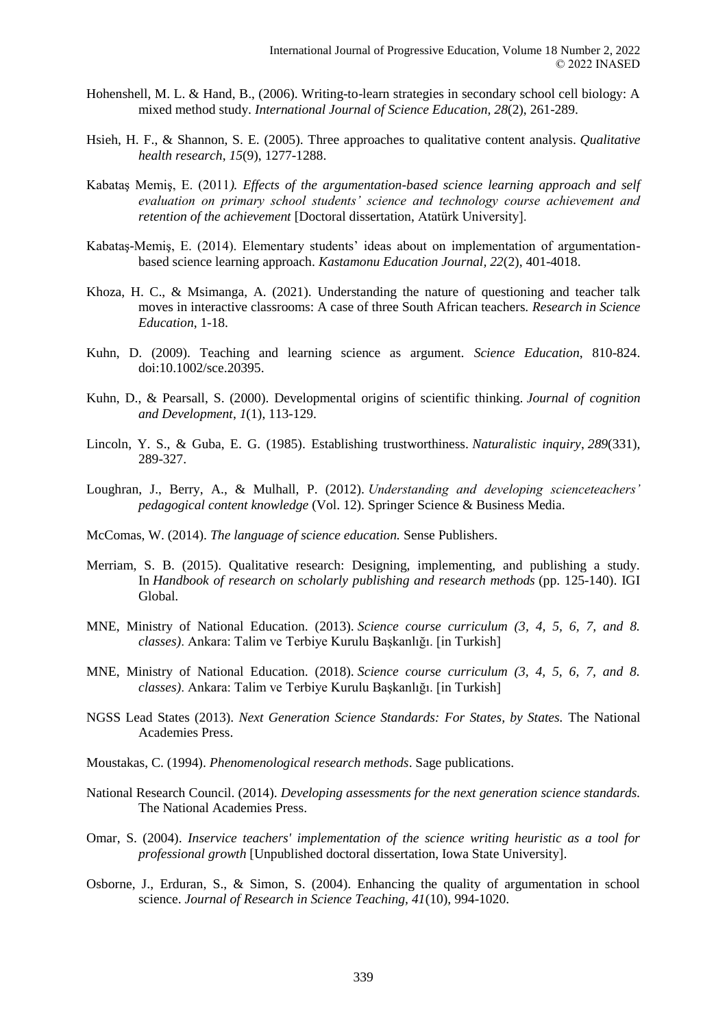Hohenshell, M. L. & Hand, B., (2006). Writing-to-learn strategies in secondary school cell biology: A mixed method study. *International Journal of Science Education, 28*(2), 261-289.

Hsieh, H. F., & Shannon, S. E. (2005). Three approaches to qualitative content analysis. *Qualitative health research*, *15*(9), 1277-1288.

Kabataş Memiş, E. (2011*). Effects of the argumentation-based science learning approach and self evaluation on primary school students' science and technology course achievement and retention of the achievement* [Doctoral dissertation, Atatürk University].

Kabataş-Memiş, E. (2014). Elementary students' ideas about on implementation of argumentation-based science learning approach. *Kastamonu Education Journal, 22*(2), 401-4018.

Khoza, H. C., & Msimanga, A. (2021). Understanding the nature of questioning and teacher talk moves in interactive classrooms: A case of three South African teachers*. Research in Science Education*, 1-18.

Kuhn, D. (2009). Teaching and learning science as argument. *Science Education*, 810-824. doi:10.1002/sce.20395.

Kuhn, D., & Pearsall, S. (2000). Developmental origins of scientific thinking. *Journal of cognition and Development*, *1*(1), 113-129.

Lincoln, Y. S., & Guba, E. G. (1985). Establishing trustworthiness. *Naturalistic inquiry*, *289*(331), 289-327.

Loughran, J., Berry, A., & Mulhall, P. (2012). *Understanding and developing scienceteachers' pedagogical content knowledge* (Vol. 12). Springer Science & Business Media.

McComas, W. (2014). *The language of science education.* Sense Publishers.

Merriam, S. B. (2015). Qualitative research: Designing, implementing, and publishing a study. In *Handbook of research on scholarly publishing and research methods* (pp. 125-140). IGI Global.

MNE, Ministry of National Education. (2013). *Science course curriculum (3, 4, 5, 6, 7, and 8. classes)*. Ankara: Talim ve Terbiye Kurulu Başkanlığı. [in Turkish]

MNE, Ministry of National Education. (2018). *Science course curriculum (3, 4, 5, 6, 7, and 8. classes)*. Ankara: Talim ve Terbiye Kurulu Başkanlığı. [in Turkish]

NGSS Lead States (2013). *Next Generation Science Standards: For States, by States.* The National Academies Press.

Moustakas, C. (1994). *Phenomenological research methods*. Sage publications.

National Research Council. (2014). *Developing assessments for the next generation science standards.* The National Academies Press.

Omar, S. (2004). *Inservice teachers' implementation of the science writing heuristic as a tool for professional growth* [Unpublished doctoral dissertation, Iowa State University].

Osborne, J., Erduran, S., & Simon, S. (2004). Enhancing the quality of argumentation in school science. *Journal of Research in Science Teaching, 41*(10), 994-1020.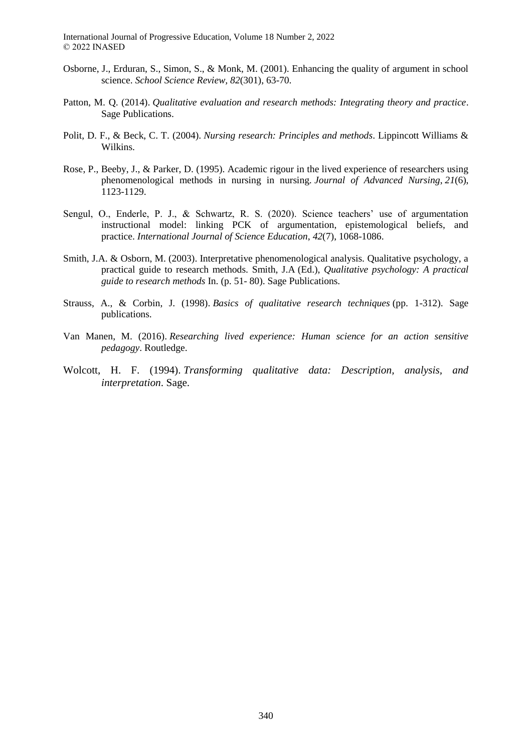Osborne, J., Erduran, S., Simon, S., & Monk, M. (2001). Enhancing the quality of argument in school science. *School Science Review, 82*(301), 63-70.

Patton, M. Q. (2014). *Qualitative evaluation and research methods: Integrating theory and practice*. Sage Publications.

Polit, D. F., & Beck, C. T. (2004). *Nursing research: Principles and methods*. Lippincott Williams & Wilkins.

Rose, P., Beeby, J., & Parker, D. (1995). Academic rigour in the lived experience of researchers using phenomenological methods in nursing in nursing. *Journal of Advanced Nursing*, *21*(6), 1123-1129.

Sengul, O., Enderle, P. J., & Schwartz, R. S. (2020). Science teachers' use of argumentation instructional model: linking PCK of argumentation, epistemological beliefs, and practice. *International Journal of Science Education*, *42*(7), 1068-1086.

Smith, J.A. & Osborn, M. (2003). Interpretative phenomenological analysis. Qualitative psychology, a practical guide to research methods. Smith, J.A (Ed.), *Qualitative psychology: A practical guide to research methods* In. (p. 51- 80). Sage Publications.

Strauss, A., & Corbin, J. (1998). *Basics of qualitative research techniques* (pp. 1-312). Sage publications.

Van Manen, M. (2016). *Researching lived experience: Human science for an action sensitive pedagogy*. Routledge.

Wolcott, H. F. (1994). *Transforming qualitative data: Description, analysis, and interpretation*. Sage.